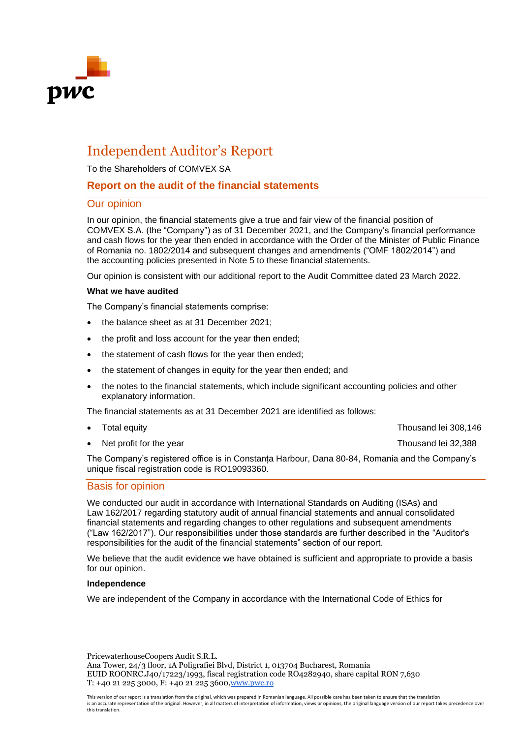# Independent Auditor's Report

To the Shareholders of COMVEX SA

## Report on the audit of the financial statements

### Our opinion

In our opinion, the financial statements give a true and fair view of the financial position of COMVEX S.A. (the "Company") as of 31 December 2021, and the Company's financial performance and cash flows for the year then ended in accordance with the Order of the Minister of Public Finance of Romania no. 1802/2014 and subsequent changes and amendments ("OMF 1802/2014") and the accounting policies presented in Note 5 to these financial statements.

Our opinion is consistent with our additional report to the Audit Committee dated 23 March 2022.

**What we have audited**

The Company's financial statements comprise:

- the balance sheet as at 31 December 2021;
- the profit and loss account for the year then ended;
- the statement of cash flows for the year then ended;
- the statement of changes in equity for the year then ended; and
- the notes to the financial statements, which include significant accounting policies and other explanatory information.

The financial statements as at 31 December 2021 are identified as follows:

- Total equity — Thousand lei 308,146
- Net profit for the year — Thousand lei 32,388

The Company's registered office is in Constanța Harbour, Dana 80-84, Romania and the Company's unique fiscal registration code is RO19093360.

### Basis for opinion

We conducted our audit in accordance with International Standards on Auditing (ISAs) and Law 162/2017 regarding statutory audit of annual financial statements and annual consolidated financial statements and regarding changes to other regulations and subsequent amendments ("Law 162/2017"). Our responsibilities under those standards are further described in the "Auditor's responsibilities for the audit of the financial statements" section of our report.

We believe that the audit evidence we have obtained is sufficient and appropriate to provide a basis for our opinion.

**Independence**

We are independent of the Company in accordance with the International Code of Ethics for

PricewaterhouseCoopers Audit S.R.L.
Ana Tower, 24/3 floor, 1A Poligrafiei Blvd, District 1, 013704 Bucharest, Romania
EUID ROONRC.J40/17223/1993, fiscal registration code RO4282940, share capital RON 7,630
T: +40 21 225 3000, F: +40 21 225 3600, www.pwc.ro

This version of our report is a translation from the original, which was prepared in Romanian language. All possible care has been taken to ensure that the translation is an accurate representation of the original. However, in all matters of interpretation of information, views or opinions, the original language version of our report takes precedence over this translation.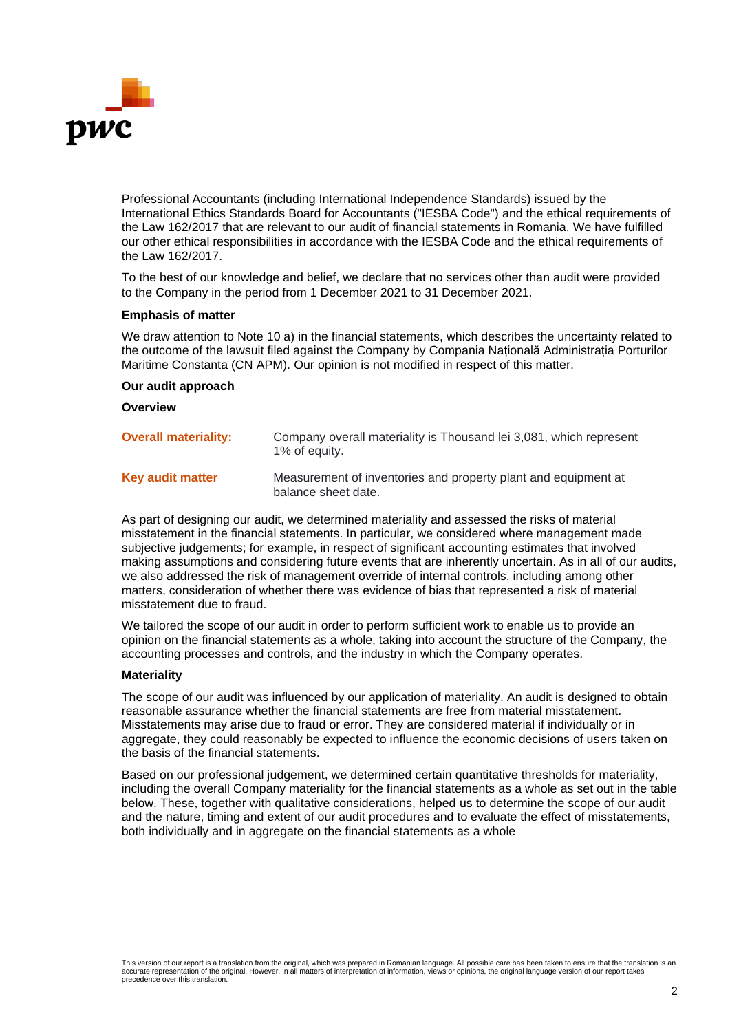Professional Accountants (including International Independence Standards) issued by the International Ethics Standards Board for Accountants ("IESBA Code") and the ethical requirements of the Law 162/2017 that are relevant to our audit of financial statements in Romania. We have fulfilled our other ethical responsibilities in accordance with the IESBA Code and the ethical requirements of the Law 162/2017.

To the best of our knowledge and belief, we declare that no services other than audit were provided to the Company in the period from 1 December 2021 to 31 December 2021.

**Emphasis of matter**

We draw attention to Note 10 a) in the financial statements, which describes the uncertainty related to the outcome of the lawsuit filed against the Company by Compania Națională Administrația Porturilor Maritime Constanta (CN APM). Our opinion is not modified in respect of this matter.

**Our audit approach**

**Overview**

| | |
|---|---|
| **Overall materiality:** | Company overall materiality is Thousand lei 3,081, which represent 1% of equity. |
| **Key audit matter** | Measurement of inventories and property plant and equipment at balance sheet date. |

As part of designing our audit, we determined materiality and assessed the risks of material misstatement in the financial statements. In particular, we considered where management made subjective judgements; for example, in respect of significant accounting estimates that involved making assumptions and considering future events that are inherently uncertain. As in all of our audits, we also addressed the risk of management override of internal controls, including among other matters, consideration of whether there was evidence of bias that represented a risk of material misstatement due to fraud.

We tailored the scope of our audit in order to perform sufficient work to enable us to provide an opinion on the financial statements as a whole, taking into account the structure of the Company, the accounting processes and controls, and the industry in which the Company operates.

**Materiality**

The scope of our audit was influenced by our application of materiality. An audit is designed to obtain reasonable assurance whether the financial statements are free from material misstatement. Misstatements may arise due to fraud or error. They are considered material if individually or in aggregate, they could reasonably be expected to influence the economic decisions of users taken on the basis of the financial statements.

Based on our professional judgement, we determined certain quantitative thresholds for materiality, including the overall Company materiality for the financial statements as a whole as set out in the table below. These, together with qualitative considerations, helped us to determine the scope of our audit and the nature, timing and extent of our audit procedures and to evaluate the effect of misstatements, both individually and in aggregate on the financial statements as a whole

This version of our report is a translation from the original, which was prepared in Romanian language. All possible care has been taken to ensure that the translation is an accurate representation of the original. However, in all matters of interpretation of information, views or opinions, the original language version of our report takes precedence over this translation.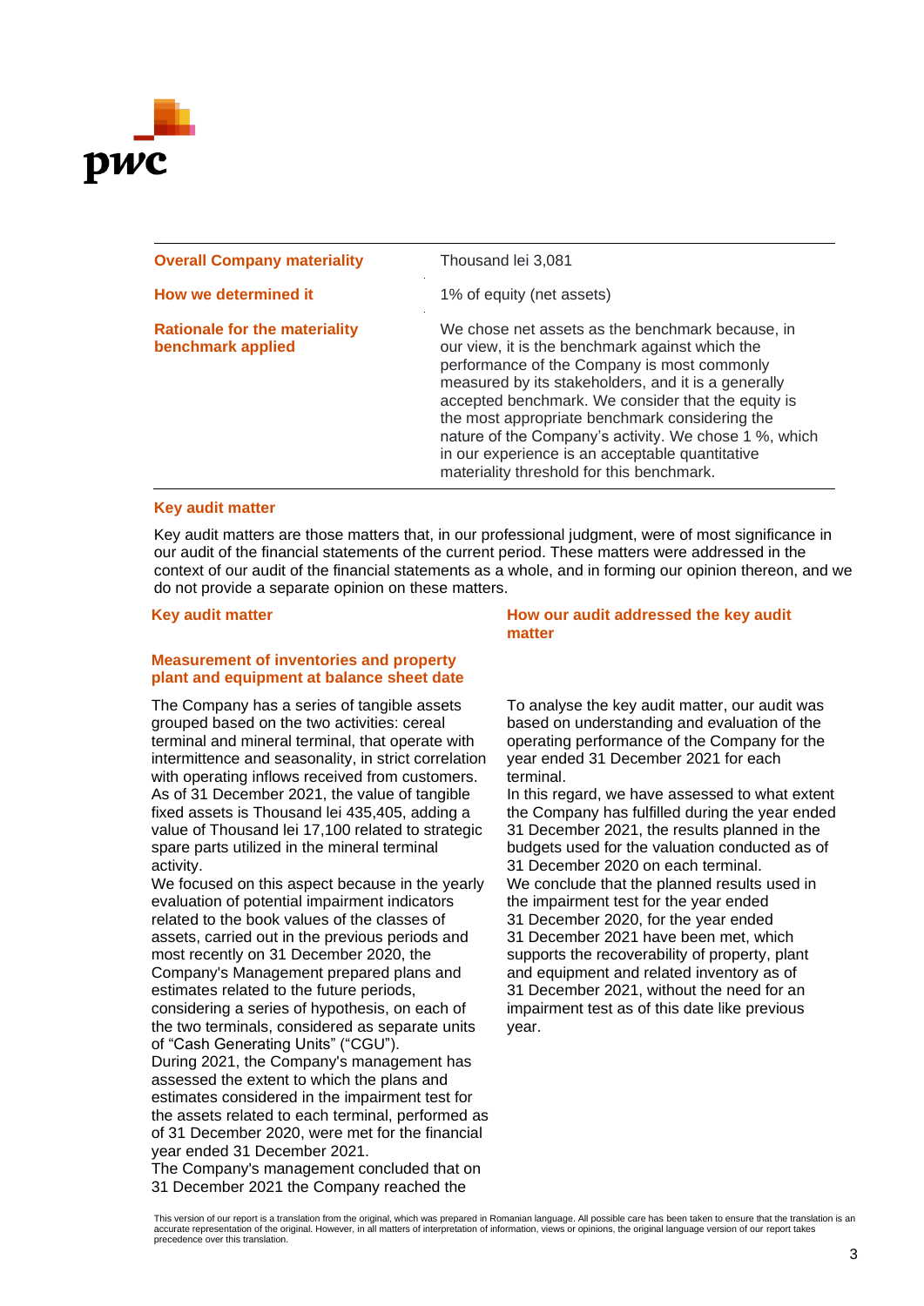| | |
|---|---|
| **Overall Company materiality** | Thousand lei 3,081 |
| **How we determined it** | 1% of equity (net assets) |
| **Rationale for the materiality benchmark applied** | We chose net assets as the benchmark because, in our view, it is the benchmark against which the performance of the Company is most commonly measured by its stakeholders, and it is a generally accepted benchmark. We consider that the equity is the most appropriate benchmark considering the nature of the Company's activity. We chose 1 %, which in our experience is an acceptable quantitative materiality threshold for this benchmark. |

### Key audit matter

Key audit matters are those matters that, in our professional judgment, were of most significance in our audit of the financial statements of the current period. These matters were addressed in the context of our audit of the financial statements as a whole, and in forming our opinion thereon, and we do not provide a separate opinion on these matters.

| Key audit matter | How our audit addressed the key audit matter |
|---|---|
| **Measurement of inventories and property plant and equipment at balance sheet date**<br><br>The Company has a series of tangible assets grouped based on the two activities: cereal terminal and mineral terminal, that operate with intermittence and seasonality, in strict correlation with operating inflows received from customers. As of 31 December 2021, the value of tangible fixed assets is Thousand lei 435,405, adding a value of Thousand lei 17,100 related to strategic spare parts utilized in the mineral terminal activity.<br>We focused on this aspect because in the yearly evaluation of potential impairment indicators related to the book values of the classes of assets, carried out in the previous periods and most recently on 31 December 2020, the Company's Management prepared plans and estimates related to the future periods, considering a series of hypothesis, on each of the two terminals, considered as separate units of "Cash Generating Units" ("CGU").<br>During 2021, the Company's management has assessed the extent to which the plans and estimates considered in the impairment test for the assets related to each terminal, performed as of 31 December 2020, were met for the financial year ended 31 December 2021.<br>The Company's management concluded that on 31 December 2021 the Company reached the | To analyse the key audit matter, our audit was based on understanding and evaluation of the operating performance of the Company for the year ended 31 December 2021 for each terminal.<br>In this regard, we have assessed to what extent the Company has fulfilled during the year ended 31 December 2021, the results planned in the budgets used for the valuation conducted as of 31 December 2020 on each terminal.<br>We conclude that the planned results used in the impairment test for the year ended 31 December 2020, for the year ended 31 December 2021 have been met, which supports the recoverability of property, plant and equipment and related inventory as of 31 December 2021, without the need for an impairment test as of this date like previous year. |

This version of our report is a translation from the original, which was prepared in Romanian language. All possible care has been taken to ensure that the translation is an accurate representation of the original. However, in all matters of interpretation of information, views or opinions, the original language version of our report takes precedence over this translation.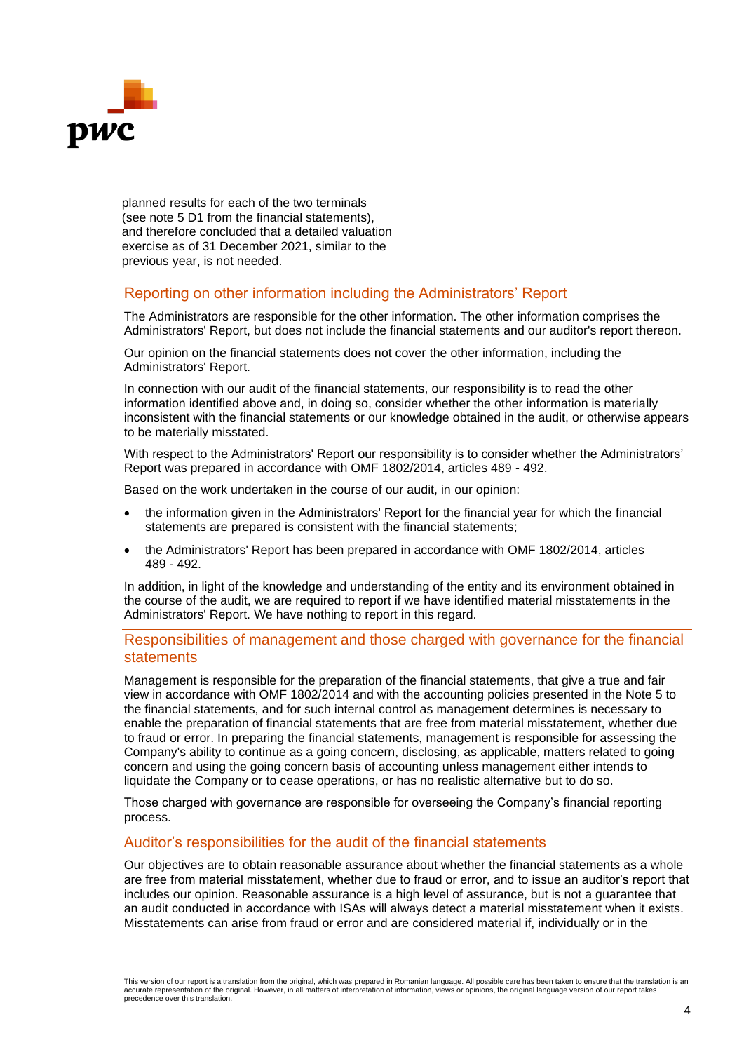planned results for each of the two terminals (see note 5 D1 from the financial statements), and therefore concluded that a detailed valuation exercise as of 31 December 2021, similar to the previous year, is not needed.

## Reporting on other information including the Administrators' Report

The Administrators are responsible for the other information. The other information comprises the Administrators' Report, but does not include the financial statements and our auditor's report thereon.

Our opinion on the financial statements does not cover the other information, including the Administrators' Report.

In connection with our audit of the financial statements, our responsibility is to read the other information identified above and, in doing so, consider whether the other information is materially inconsistent with the financial statements or our knowledge obtained in the audit, or otherwise appears to be materially misstated.

With respect to the Administrators' Report our responsibility is to consider whether the Administrators' Report was prepared in accordance with OMF 1802/2014, articles 489 - 492.

Based on the work undertaken in the course of our audit, in our opinion:

- the information given in the Administrators' Report for the financial year for which the financial statements are prepared is consistent with the financial statements;
- the Administrators' Report has been prepared in accordance with OMF 1802/2014, articles 489 - 492.

In addition, in light of the knowledge and understanding of the entity and its environment obtained in the course of the audit, we are required to report if we have identified material misstatements in the Administrators' Report. We have nothing to report in this regard.

## Responsibilities of management and those charged with governance for the financial statements

Management is responsible for the preparation of the financial statements, that give a true and fair view in accordance with OMF 1802/2014 and with the accounting policies presented in the Note 5 to the financial statements, and for such internal control as management determines is necessary to enable the preparation of financial statements that are free from material misstatement, whether due to fraud or error. In preparing the financial statements, management is responsible for assessing the Company's ability to continue as a going concern, disclosing, as applicable, matters related to going concern and using the going concern basis of accounting unless management either intends to liquidate the Company or to cease operations, or has no realistic alternative but to do so.

Those charged with governance are responsible for overseeing the Company's financial reporting process.

## Auditor's responsibilities for the audit of the financial statements

Our objectives are to obtain reasonable assurance about whether the financial statements as a whole are free from material misstatement, whether due to fraud or error, and to issue an auditor's report that includes our opinion. Reasonable assurance is a high level of assurance, but is not a guarantee that an audit conducted in accordance with ISAs will always detect a material misstatement when it exists. Misstatements can arise from fraud or error and are considered material if, individually or in the

This version of our report is a translation from the original, which was prepared in Romanian language. All possible care has been taken to ensure that the translation is an accurate representation of the original. However, in all matters of interpretation of information, views or opinions, the original language version of our report takes precedence over this translation.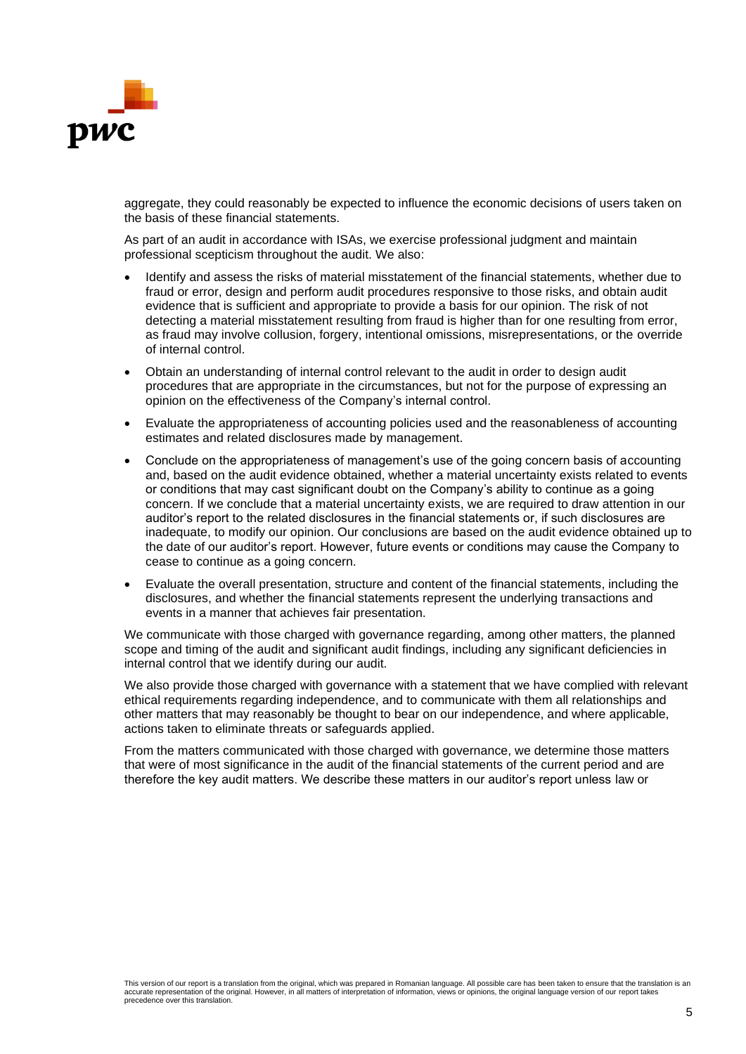aggregate, they could reasonably be expected to influence the economic decisions of users taken on the basis of these financial statements.

As part of an audit in accordance with ISAs, we exercise professional judgment and maintain professional scepticism throughout the audit. We also:

- Identify and assess the risks of material misstatement of the financial statements, whether due to fraud or error, design and perform audit procedures responsive to those risks, and obtain audit evidence that is sufficient and appropriate to provide a basis for our opinion. The risk of not detecting a material misstatement resulting from fraud is higher than for one resulting from error, as fraud may involve collusion, forgery, intentional omissions, misrepresentations, or the override of internal control.
- Obtain an understanding of internal control relevant to the audit in order to design audit procedures that are appropriate in the circumstances, but not for the purpose of expressing an opinion on the effectiveness of the Company's internal control.
- Evaluate the appropriateness of accounting policies used and the reasonableness of accounting estimates and related disclosures made by management.
- Conclude on the appropriateness of management's use of the going concern basis of accounting and, based on the audit evidence obtained, whether a material uncertainty exists related to events or conditions that may cast significant doubt on the Company's ability to continue as a going concern. If we conclude that a material uncertainty exists, we are required to draw attention in our auditor's report to the related disclosures in the financial statements or, if such disclosures are inadequate, to modify our opinion. Our conclusions are based on the audit evidence obtained up to the date of our auditor's report. However, future events or conditions may cause the Company to cease to continue as a going concern.
- Evaluate the overall presentation, structure and content of the financial statements, including the disclosures, and whether the financial statements represent the underlying transactions and events in a manner that achieves fair presentation.

We communicate with those charged with governance regarding, among other matters, the planned scope and timing of the audit and significant audit findings, including any significant deficiencies in internal control that we identify during our audit.

We also provide those charged with governance with a statement that we have complied with relevant ethical requirements regarding independence, and to communicate with them all relationships and other matters that may reasonably be thought to bear on our independence, and where applicable, actions taken to eliminate threats or safeguards applied.

From the matters communicated with those charged with governance, we determine those matters that were of most significance in the audit of the financial statements of the current period and are therefore the key audit matters. We describe these matters in our auditor's report unless law or

This version of our report is a translation from the original, which was prepared in Romanian language. All possible care has been taken to ensure that the translation is an accurate representation of the original. However, in all matters of interpretation of information, views or opinions, the original language version of our report takes precedence over this translation.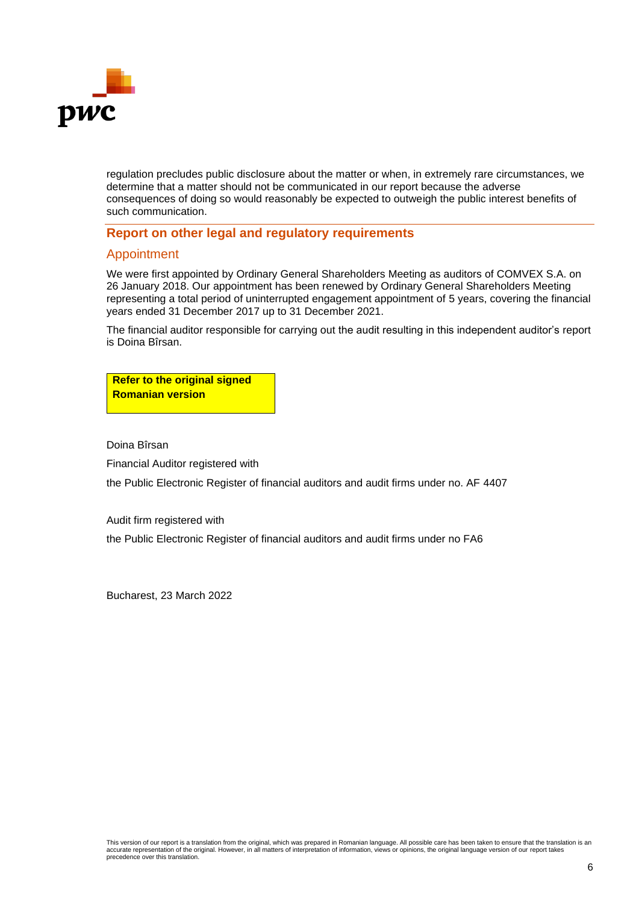regulation precludes public disclosure about the matter or when, in extremely rare circumstances, we determine that a matter should not be communicated in our report because the adverse consequences of doing so would reasonably be expected to outweigh the public interest benefits of such communication.

## Report on other legal and regulatory requirements

### Appointment

We were first appointed by Ordinary General Shareholders Meeting as auditors of COMVEX S.A. on 26 January 2018. Our appointment has been renewed by Ordinary General Shareholders Meeting representing a total period of uninterrupted engagement appointment of 5 years, covering the financial years ended 31 December 2017 up to 31 December 2021.

The financial auditor responsible for carrying out the audit resulting in this independent auditor's report is Doina Bîrsan.

**Refer to the original signed Romanian version**

Doina Bîrsan

Financial Auditor registered with

the Public Electronic Register of financial auditors and audit firms under no. AF 4407

Audit firm registered with

the Public Electronic Register of financial auditors and audit firms under no FA6

Bucharest, 23 March 2022

This version of our report is a translation from the original, which was prepared in Romanian language. All possible care has been taken to ensure that the translation is an accurate representation of the original. However, in all matters of interpretation of information, views or opinions, the original language version of our report takes precedence over this translation.